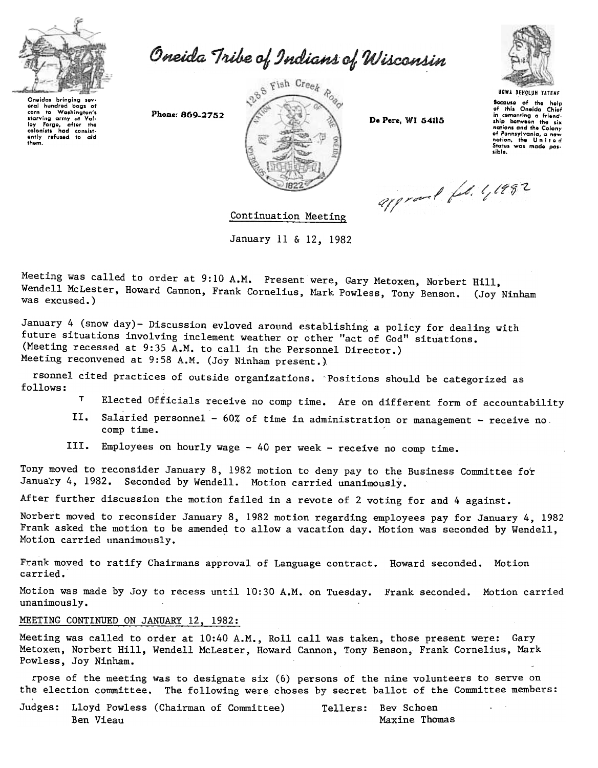# Oneida Tribe of Indians of Wisconsin

Oneidas bringing several hundred bags of corn to Washington's starving army at Valley Forge, after the colonists had consistently refused to aid them.

Phone: 869-2752

1288 Fish Creek Road

De Pere, WI 54115

UGWA DEHOLUH YATEHE

Because of the help of this Oneida Chief in cementing a friendship between the six nations and the Colony of Pennsylvania, a new nation, the United States was made possible.

approved feb. 4, 1982

Continuation Meeting

January 11 & 12, 1982

Meeting was called to order at 9:10 A.M. Present were, Gary Metoxen, Norbert Hill, Wendell McLester, Howard Cannon, Frank Cornelius, Mark Powless, Tony Benson. (Joy Ninham was excused.)

January 4 (snow day)- Discussion evloved around establishing a policy for dealing with future situations involving inclement weather or other "act of God" situations. (Meeting recessed at 9:35 A.M. to call in the Personnel Director.) Meeting reconvened at 9:58 A.M. (Joy Ninham present.)

rsonnel cited practices of outside organizations. Positions should be categorized as follows:

I. Elected Officials receive no comp time. Are on different form of accountability

II. Salaried personnel - 60% of time in administration or management - receive no comp time.

III. Employees on hourly wage - 40 per week - receive no comp time.

Tony moved to reconsider January 8, 1982 motion to deny pay to the Business Committee for January 4, 1982. Seconded by Wendell. Motion carried unanimously.

After further discussion the motion failed in a revote of 2 voting for and 4 against.

Norbert moved to reconsider January 8, 1982 motion regarding employees pay for January 4, 1982 Frank asked the motion to be amended to allow a vacation day. Motion was seconded by Wendell, Motion carried unanimously.

Frank moved to ratify Chairmans approval of Language contract. Howard seconded. Motion carried.

Motion was made by Joy to recess until 10:30 A.M. on Tuesday. Frank seconded. Motion carried unanimously.

MEETING CONTINUED ON JANUARY 12, 1982:

Meeting was called to order at 10:40 A.M., Roll call was taken, those present were: Gary Metoxen, Norbert Hill, Wendell McLester, Howard Cannon, Tony Benson, Frank Cornelius, Mark Powless, Joy Ninham.

rpose of the meeting was to designate six (6) persons of the nine volunteers to serve on the election committee. The following were choses by secret ballot of the Committee members:

Judges: Lloyd Powless (Chairman of Committee)
Ben Vieau

Tellers: Bev Schoen
Maxine Thomas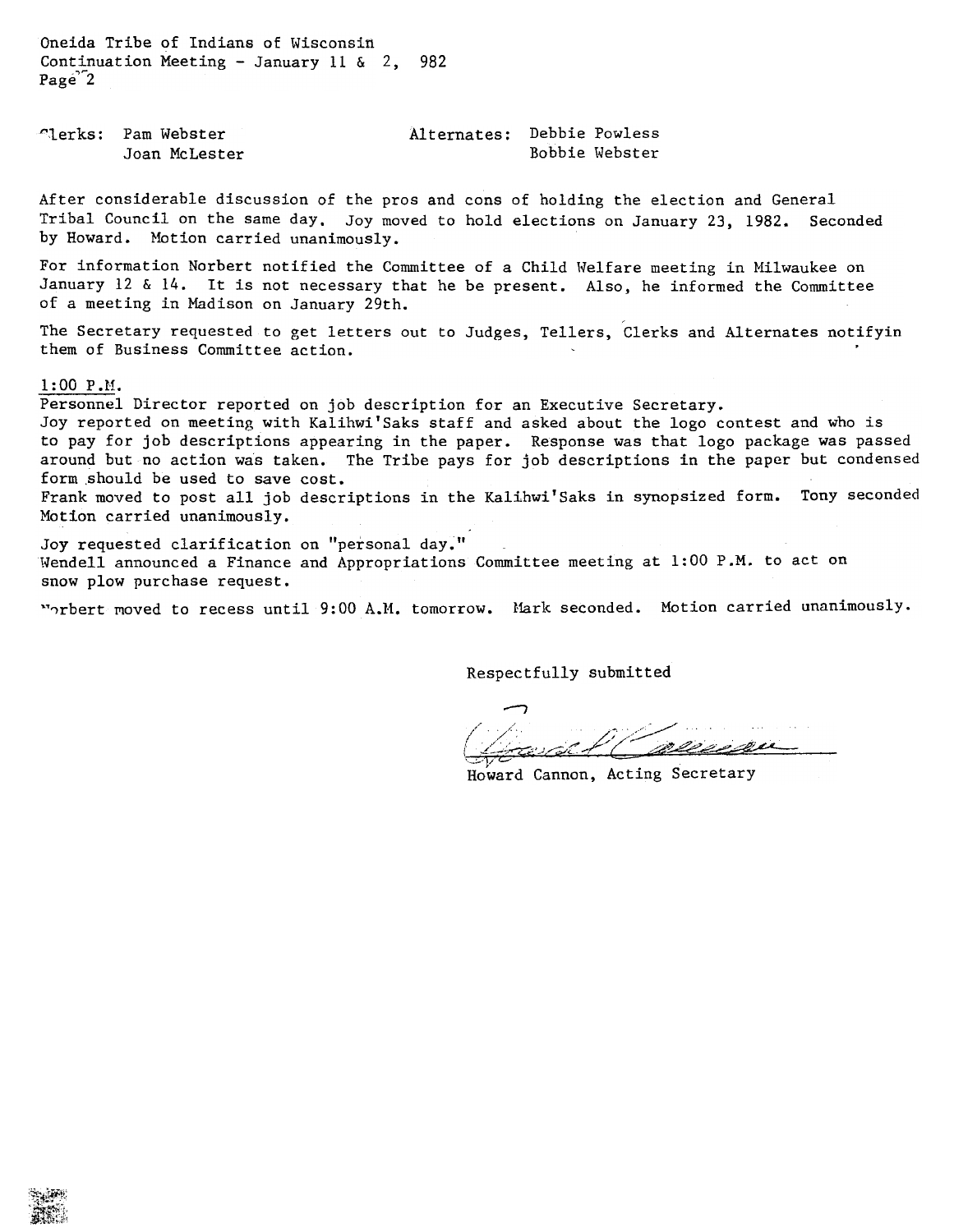Clerks: Pam Webster
Joan McLester

Alternates: Debbie Powless
Bobbie Webster

After considerable discussion of the pros and cons of holding the election and General Tribal Council on the same day. Joy moved to hold elections on January 23, 1982. Seconded by Howard. Motion carried unanimously.

For information Norbert notified the Committee of a Child Welfare meeting in Milwaukee on January 12 & 14. It is not necessary that he be present. Also, he informed the Committee of a meeting in Madison on January 29th.

The Secretary requested to get letters out to Judges, Tellers, Clerks and Alternates notifyin them of Business Committee action.

1:00 P.M.

Personnel Director reported on job description for an Executive Secretary.
Joy reported on meeting with Kalihwi'Saks staff and asked about the logo contest and who is to pay for job descriptions appearing in the paper. Response was that logo package was passed around but no action was taken. The Tribe pays for job descriptions in the paper but condensed form should be used to save cost.
Frank moved to post all job descriptions in the Kalihwi'Saks in synopsized form. Tony seconded Motion carried unanimously.

Joy requested clarification on "personal day."
Wendell announced a Finance and Appropriations Committee meeting at 1:00 P.M. to act on snow plow purchase request.

Norbert moved to recess until 9:00 A.M. tomorrow. Mark seconded. Motion carried unanimously.

Respectfully submitted

Howard Cannon, Acting Secretary